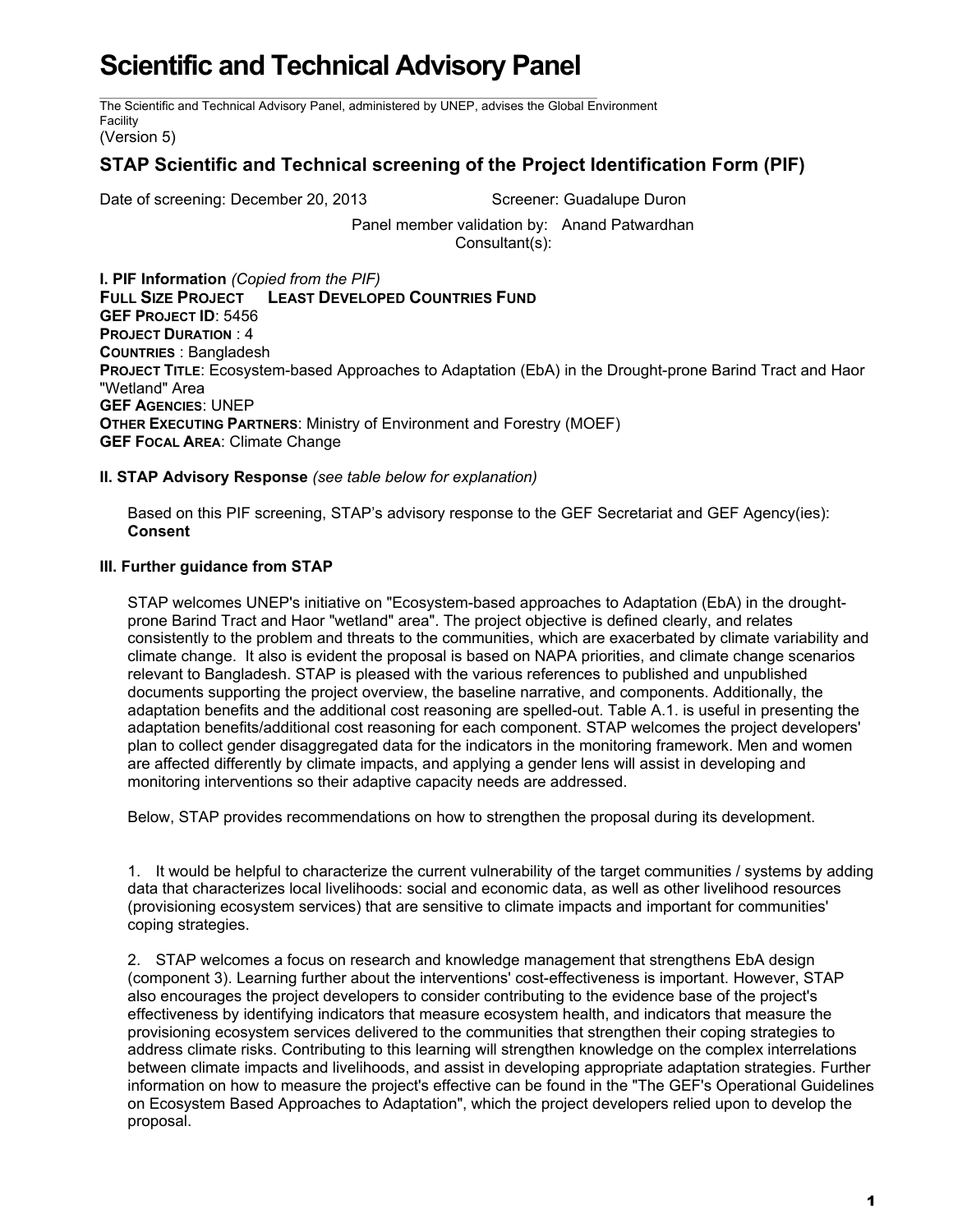# Scientific and Technical Advisory Panel

The Scientific and Technical Advisory Panel, administered by UNEP, advises the Global Environment Facility
(Version 5)

## STAP Scientific and Technical screening of the Project Identification Form (PIF)

Date of screening: December 20, 2013 Screener: Guadalupe Duron

Panel member validation by: Anand Patwardhan
Consultant(s):

**I. PIF Information** *(Copied from the PIF)*
**FULL SIZE PROJECT LEAST DEVELOPED COUNTRIES FUND**
**GEF PROJECT ID**: 5456
**PROJECT DURATION** : 4
**COUNTRIES** : Bangladesh
**PROJECT TITLE**: Ecosystem-based Approaches to Adaptation (EbA) in the Drought-prone Barind Tract and Haor "Wetland" Area
**GEF AGENCIES**: UNEP
**OTHER EXECUTING PARTNERS**: Ministry of Environment and Forestry (MOEF)
**GEF FOCAL AREA**: Climate Change

**II. STAP Advisory Response** *(see table below for explanation)*

Based on this PIF screening, STAP's advisory response to the GEF Secretariat and GEF Agency(ies): **Consent**

**III. Further guidance from STAP**

STAP welcomes UNEP's initiative on "Ecosystem-based approaches to Adaptation (EbA) in the drought-prone Barind Tract and Haor "wetland" area". The project objective is defined clearly, and relates consistently to the problem and threats to the communities, which are exacerbated by climate variability and climate change. It also is evident the proposal is based on NAPA priorities, and climate change scenarios relevant to Bangladesh. STAP is pleased with the various references to published and unpublished documents supporting the project overview, the baseline narrative, and components. Additionally, the adaptation benefits and the additional cost reasoning are spelled-out. Table A.1. is useful in presenting the adaptation benefits/additional cost reasoning for each component. STAP welcomes the project developers' plan to collect gender disaggregated data for the indicators in the monitoring framework. Men and women are affected differently by climate impacts, and applying a gender lens will assist in developing and monitoring interventions so their adaptive capacity needs are addressed.

Below, STAP provides recommendations on how to strengthen the proposal during its development.

1. It would be helpful to characterize the current vulnerability of the target communities / systems by adding data that characterizes local livelihoods: social and economic data, as well as other livelihood resources (provisioning ecosystem services) that are sensitive to climate impacts and important for communities' coping strategies.

2. STAP welcomes a focus on research and knowledge management that strengthens EbA design (component 3). Learning further about the interventions' cost-effectiveness is important. However, STAP also encourages the project developers to consider contributing to the evidence base of the project's effectiveness by identifying indicators that measure ecosystem health, and indicators that measure the provisioning ecosystem services delivered to the communities that strengthen their coping strategies to address climate risks. Contributing to this learning will strengthen knowledge on the complex interrelations between climate impacts and livelihoods, and assist in developing appropriate adaptation strategies. Further information on how to measure the project's effective can be found in the "The GEF's Operational Guidelines on Ecosystem Based Approaches to Adaptation", which the project developers relied upon to develop the proposal.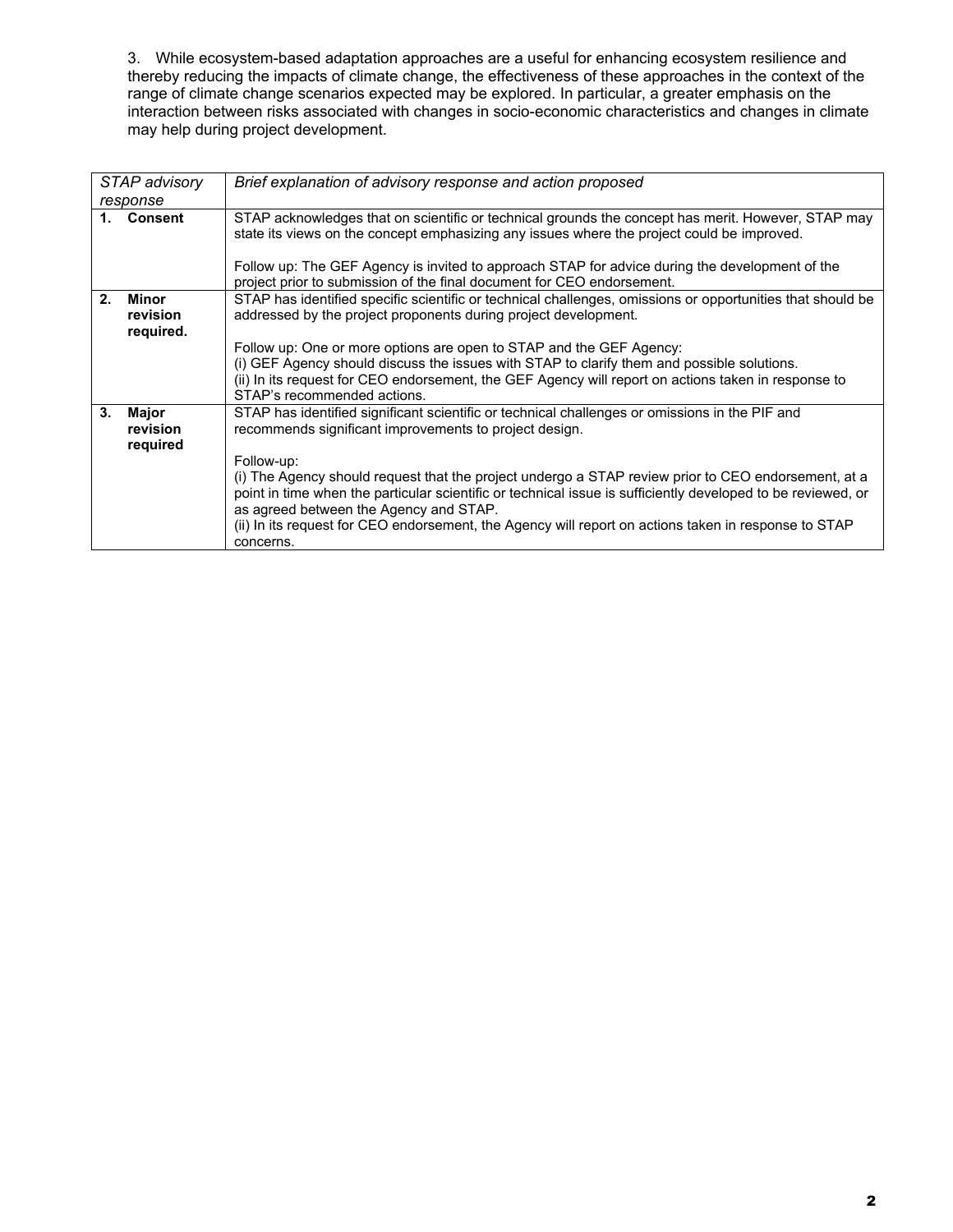3. While ecosystem-based adaptation approaches are a useful for enhancing ecosystem resilience and thereby reducing the impacts of climate change, the effectiveness of these approaches in the context of the range of climate change scenarios expected may be explored. In particular, a greater emphasis on the interaction between risks associated with changes in socio-economic characteristics and changes in climate may help during project development.

| *STAP advisory response* | *Brief explanation of advisory response and action proposed* |
|---|---|
| **1. Consent** | STAP acknowledges that on scientific or technical grounds the concept has merit. However, STAP may state its views on the concept emphasizing any issues where the project could be improved.<br><br>Follow up: The GEF Agency is invited to approach STAP for advice during the development of the project prior to submission of the final document for CEO endorsement. |
| **2. Minor revision required.** | STAP has identified specific scientific or technical challenges, omissions or opportunities that should be addressed by the project proponents during project development.<br><br>Follow up: One or more options are open to STAP and the GEF Agency:<br>(i) GEF Agency should discuss the issues with STAP to clarify them and possible solutions.<br>(ii) In its request for CEO endorsement, the GEF Agency will report on actions taken in response to STAP's recommended actions. |
| **3. Major revision required** | STAP has identified significant scientific or technical challenges or omissions in the PIF and recommends significant improvements to project design.<br><br>Follow-up:<br>(i) The Agency should request that the project undergo a STAP review prior to CEO endorsement, at a point in time when the particular scientific or technical issue is sufficiently developed to be reviewed, or as agreed between the Agency and STAP.<br>(ii) In its request for CEO endorsement, the Agency will report on actions taken in response to STAP concerns. |